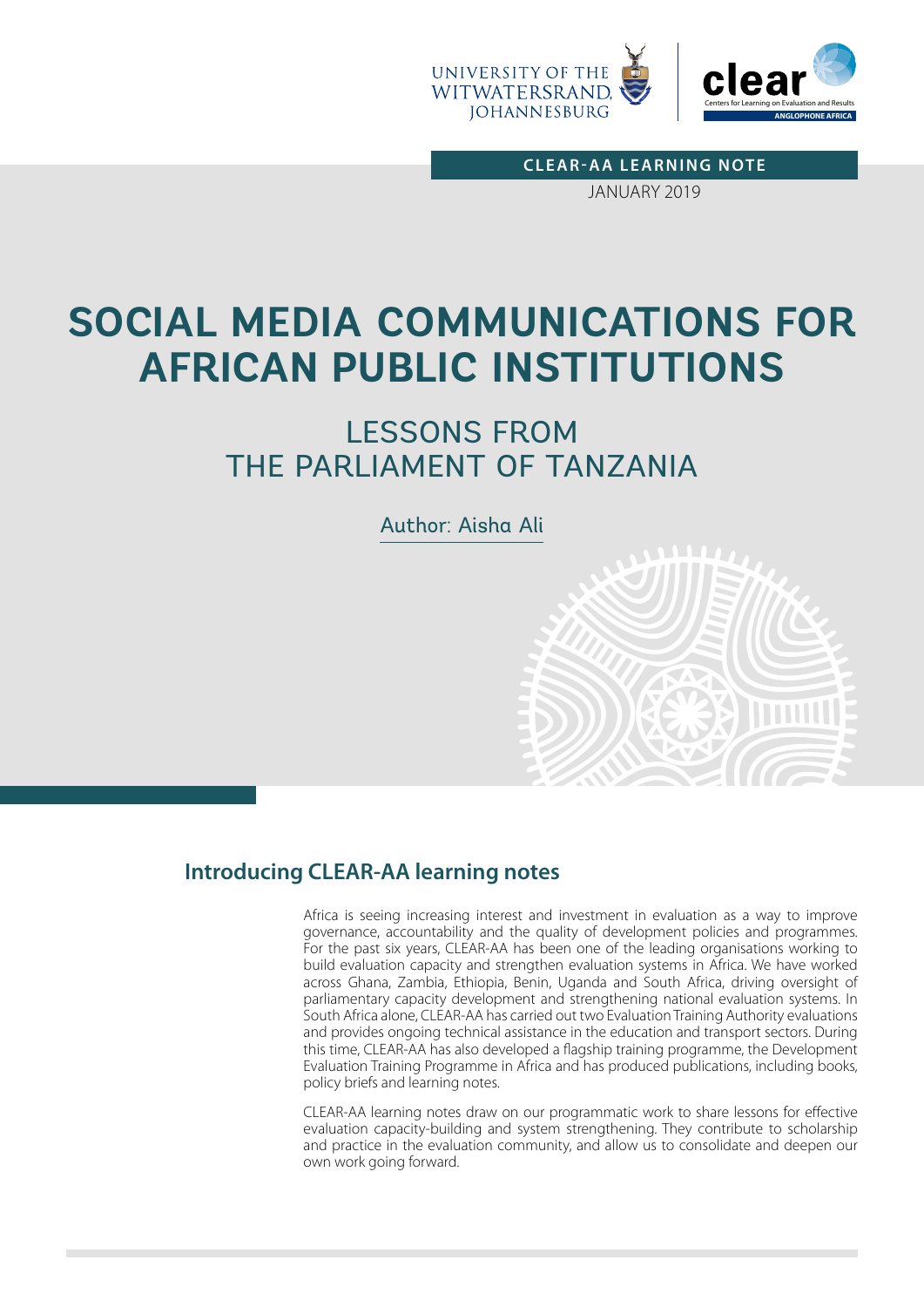UNIVERSITY OF THE WITWATERSRAND, JOHANNESBURG

clear — Centers for Learning on Evaluation and Results — ANGLOPHONE AFRICA

**CLEAR-AA LEARNING NOTE**

JANUARY 2019

# SOCIAL MEDIA COMMUNICATIONS FOR AFRICAN PUBLIC INSTITUTIONS

## LESSONS FROM THE PARLIAMENT OF TANZANIA

Author: Aisha Ali

## Introducing CLEAR-AA learning notes

Africa is seeing increasing interest and investment in evaluation as a way to improve governance, accountability and the quality of development policies and programmes. For the past six years, CLEAR-AA has been one of the leading organisations working to build evaluation capacity and strengthen evaluation systems in Africa. We have worked across Ghana, Zambia, Ethiopia, Benin, Uganda and South Africa, driving oversight of parliamentary capacity development and strengthening national evaluation systems. In South Africa alone, CLEAR-AA has carried out two Evaluation Training Authority evaluations and provides ongoing technical assistance in the education and transport sectors. During this time, CLEAR-AA has also developed a flagship training programme, the Development Evaluation Training Programme in Africa and has produced publications, including books, policy briefs and learning notes.

CLEAR-AA learning notes draw on our programmatic work to share lessons for effective evaluation capacity-building and system strengthening. They contribute to scholarship and practice in the evaluation community, and allow us to consolidate and deepen our own work going forward.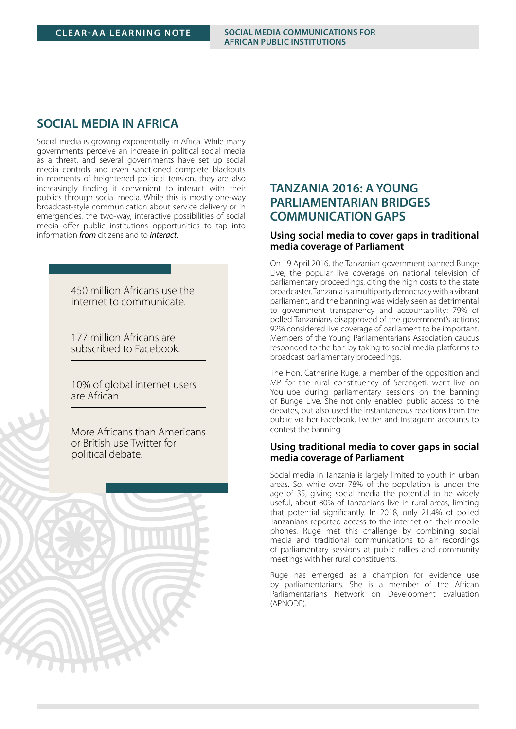## SOCIAL MEDIA IN AFRICA

Social media is growing exponentially in Africa. While many governments perceive an increase in political social media as a threat, and several governments have set up social media controls and even sanctioned complete blackouts in moments of heightened political tension, they are also increasingly finding it convenient to interact with their publics through social media. While this is mostly one-way broadcast-style communication about service delivery or in emergencies, the two-way, interactive possibilities of social media offer public institutions opportunities to tap into information *from* citizens and to *interact*.

450 million Africans use the internet to communicate.

177 million Africans are subscribed to Facebook.

10% of global internet users are African.

More Africans than Americans or British use Twitter for political debate.

## TANZANIA 2016: A YOUNG PARLIAMENTARIAN BRIDGES COMMUNICATION GAPS

### Using social media to cover gaps in traditional media coverage of Parliament

On 19 April 2016, the Tanzanian government banned Bunge Live, the popular live coverage on national television of parliamentary proceedings, citing the high costs to the state broadcaster. Tanzania is a multiparty democracy with a vibrant parliament, and the banning was widely seen as detrimental to government transparency and accountability: 79% of polled Tanzanians disapproved of the government's actions; 92% considered live coverage of parliament to be important. Members of the Young Parliamentarians Association caucus responded to the ban by taking to social media platforms to broadcast parliamentary proceedings.

The Hon. Catherine Ruge, a member of the opposition and MP for the rural constituency of Serengeti, went live on YouTube during parliamentary sessions on the banning of Bunge Live. She not only enabled public access to the debates, but also used the instantaneous reactions from the public via her Facebook, Twitter and Instagram accounts to contest the banning.

### Using traditional media to cover gaps in social media coverage of Parliament

Social media in Tanzania is largely limited to youth in urban areas. So, while over 78% of the population is under the age of 35, giving social media the potential to be widely useful, about 80% of Tanzanians live in rural areas, limiting that potential significantly. In 2018, only 21.4% of polled Tanzanians reported access to the internet on their mobile phones. Ruge met this challenge by combining social media and traditional communications to air recordings of parliamentary sessions at public rallies and community meetings with her rural constituents.

Ruge has emerged as a champion for evidence use by parliamentarians. She is a member of the African Parliamentarians Network on Development Evaluation (APNODE).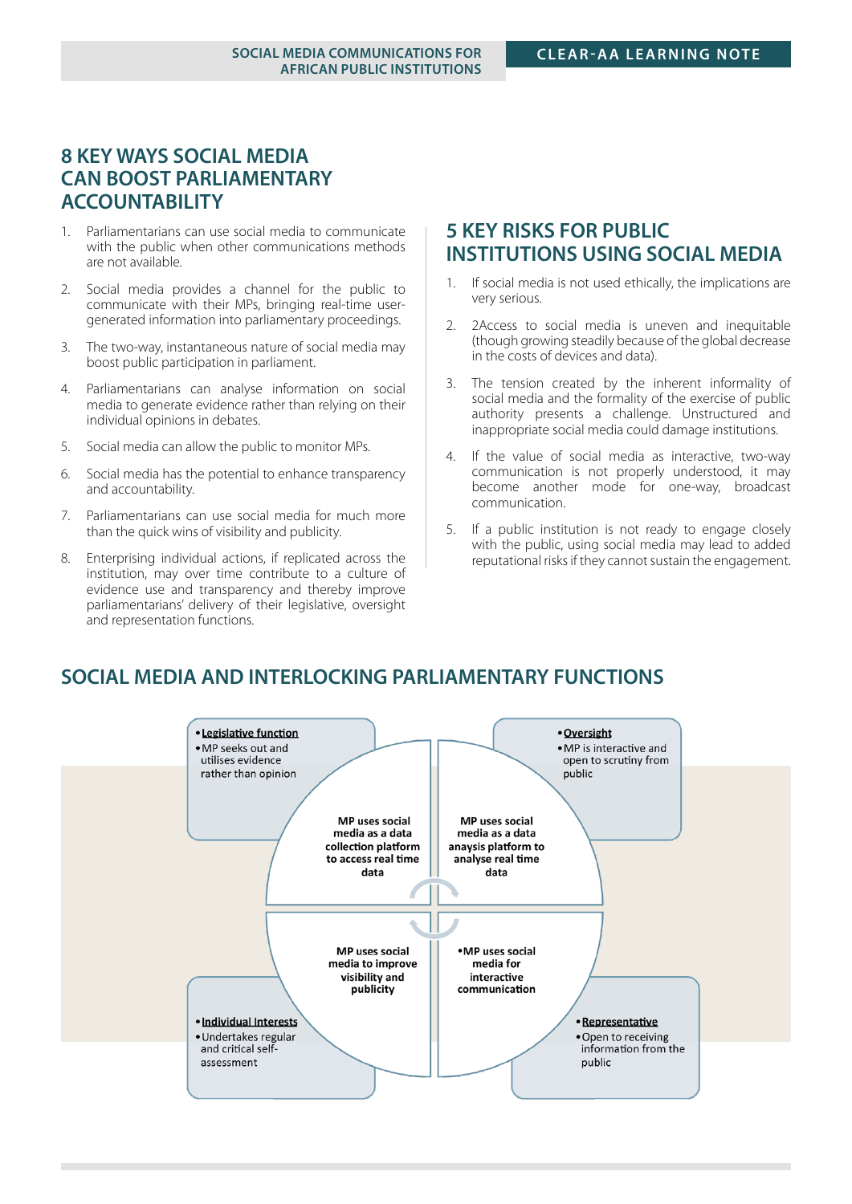## 8 KEY WAYS SOCIAL MEDIA CAN BOOST PARLIAMENTARY ACCOUNTABILITY

1. Parliamentarians can use social media to communicate with the public when other communications methods are not available.
2. Social media provides a channel for the public to communicate with their MPs, bringing real-time user-generated information into parliamentary proceedings.
3. The two-way, instantaneous nature of social media may boost public participation in parliament.
4. Parliamentarians can analyse information on social media to generate evidence rather than relying on their individual opinions in debates.
5. Social media can allow the public to monitor MPs.
6. Social media has the potential to enhance transparency and accountability.
7. Parliamentarians can use social media for much more than the quick wins of visibility and publicity.
8. Enterprising individual actions, if replicated across the institution, may over time contribute to a culture of evidence use and transparency and thereby improve parliamentarians' delivery of their legislative, oversight and representation functions.

## 5 KEY RISKS FOR PUBLIC INSTITUTIONS USING SOCIAL MEDIA

1. If social media is not used ethically, the implications are very serious.
2. 2Access to social media is uneven and inequitable (though growing steadily because of the global decrease in the costs of devices and data).
3. The tension created by the inherent informality of social media and the formality of the exercise of public authority presents a challenge. Unstructured and inappropriate social media could damage institutions.
4. If the value of social media as interactive, two-way communication is not properly understood, it may become another mode for one-way, broadcast communication.
5. If a public institution is not ready to engage closely with the public, using social media may lead to added reputational risks if they cannot sustain the engagement.

## SOCIAL MEDIA AND INTERLOCKING PARLIAMENTARY FUNCTIONS

- **Legislative function**
- MP seeks out and utilises evidence rather than opinion

**MP uses social media as a data collection platform to access real time data**

- **Oversight**
- MP is interactive and open to scrutiny from public

**MP uses social media as a data anaysis platform to analyse real time data**

**MP uses social media to improve visibility and publicity**

- **Individual Interests**
- Undertakes regular and critical self-assessment

- **MP uses social media for interactive communication**

- **Representative**
- Open to receiving information from the public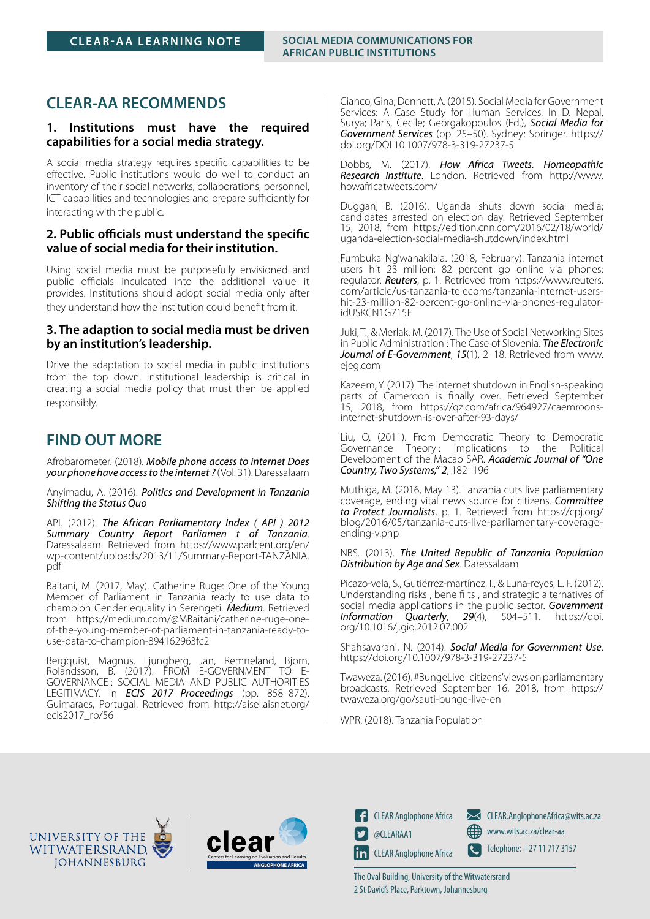## CLEAR-AA RECOMMENDS

### 1. Institutions must have the required capabilities for a social media strategy.

A social media strategy requires specific capabilities to be effective. Public institutions would do well to conduct an inventory of their social networks, collaborations, personnel, ICT capabilities and technologies and prepare sufficiently for interacting with the public.

### 2. Public officials must understand the specific value of social media for their institution.

Using social media must be purposefully envisioned and public officials inculcated into the additional value it provides. Institutions should adopt social media only after they understand how the institution could benefit from it.

### 3. The adaption to social media must be driven by an institution's leadership.

Drive the adaptation to social media in public institutions from the top down. Institutional leadership is critical in creating a social media policy that must then be applied responsibly.

## FIND OUT MORE

Afrobarometer. (2018). ***Mobile phone access to internet Does your phone have access to the internet ?*** (Vol. 31). Daressalaam

Anyimadu, A. (2016). ***Politics and Development in Tanzania Shifting the Status Quo***

API. (2012). ***The African Parliamentary Index ( API ) 2012 Summary Country Report Parliamen t of Tanzania***. Daressalaam. Retrieved from https://www.parlcent.org/en/wp-content/uploads/2013/11/Summary-Report-TANZANIA.pdf

Baitani, M. (2017, May). Catherine Ruge: One of the Young Member of Parliament in Tanzania ready to use data to champion Gender equality in Serengeti. ***Medium***. Retrieved from https://medium.com/@MBaitani/catherine-ruge-one-of-the-young-member-of-parliament-in-tanzania-ready-to-use-data-to-champion-894162963fc2

Bergquist, Magnus, Ljungberg, Jan, Remneland, Bjorn, Rolandsson, B. (2017). FROM E-GOVERNMENT TO E-GOVERNANCE : SOCIAL MEDIA AND PUBLIC AUTHORITIES LEGITIMACY. In ***ECIS 2017 Proceedings*** (pp. 858–872). Guimaraes, Portugal. Retrieved from http://aisel.aisnet.org/ecis2017_rp/56

Cianco, Gina; Dennett, A. (2015). Social Media for Government Services: A Case Study for Human Services. In D. Nepal, Surya; Paris, Cecile; Georgakopoulos (Ed.), ***Social Media for Government Services*** (pp. 25–50). Sydney: Springer. https://doi.org/DOI 10.1007/978-3-319-27237-5

Dobbs, M. (2017). ***How Africa Tweets***. ***Homeopathic Research Institute***. London. Retrieved from http://www.howafricatweets.com/

Duggan, B. (2016). Uganda shuts down social media; candidates arrested on election day. Retrieved September 15, 2018, from https://edition.cnn.com/2016/02/18/world/uganda-election-social-media-shutdown/index.html

Fumbuka Ng'wanakilala. (2018, February). Tanzania internet users hit 23 million; 82 percent go online via phones: regulator. ***Reuters***, p. 1. Retrieved from https://www.reuters.com/article/us-tanzania-telecoms/tanzania-internet-users-hit-23-million-82-percent-go-online-via-phones-regulator-idUSKCN1G715F

Juki, T., & Merlak, M. (2017). The Use of Social Networking Sites in Public Administration : The Case of Slovenia. ***The Electronic Journal of E-Government***, ***15***(1), 2–18. Retrieved from www.ejeg.com

Kazeem, Y. (2017). The internet shutdown in English-speaking parts of Cameroon is finally over. Retrieved September 15, 2018, from https://qz.com/africa/964927/caemroons-internet-shutdown-is-over-after-93-days/

Liu, Q. (2011). From Democratic Theory to Democratic Governance Theory : Implications to the Political Development of the Macao SAR. ***Academic Journal of "One Country, Two Systems," 2***, 182–196

Muthiga, M. (2016, May 13). Tanzania cuts live parliamentary coverage, ending vital news source for citizens. ***Committee to Protect Journalists***, p. 1. Retrieved from https://cpj.org/blog/2016/05/tanzania-cuts-live-parliamentary-coverage-ending-v.php

NBS. (2013). ***The United Republic of Tanzania Population Distribution by Age and Sex***. Daressalaam

Picazo-vela, S., Gutiérrez-martínez, I., & Luna-reyes, L. F. (2012). Understanding risks , bene fi ts , and strategic alternatives of social media applications in the public sector. ***Government Information Quarterly***, ***29***(4), 504–511. https://doi.org/10.1016/j.giq.2012.07.002

Shahsavarani, N. (2014). ***Social Media for Government Use***. https://doi.org/10.1007/978-3-319-27237-5

Twaweza. (2016). #BungeLive | citizens' views on parliamentary broadcasts. Retrieved September 16, 2018, from https://twaweza.org/go/sauti-bunge-live-en

WPR. (2018). Tanzania Population

UNIVERSITY OF THE WITWATERSRAND, JOHANNESBURG

clear — Centers for Learning on Evaluation and Results — ANGLOPHONE AFRICA

CLEAR Anglophone Africa
@CLEARAA1
CLEAR Anglophone Africa
CLEAR.AnglophoneAfrica@wits.ac.za
www.wits.ac.za/clear-aa
Telephone: +27 11 717 3157

The Oval Building, University of the Witwatersrand
2 St David's Place, Parktown, Johannesburg